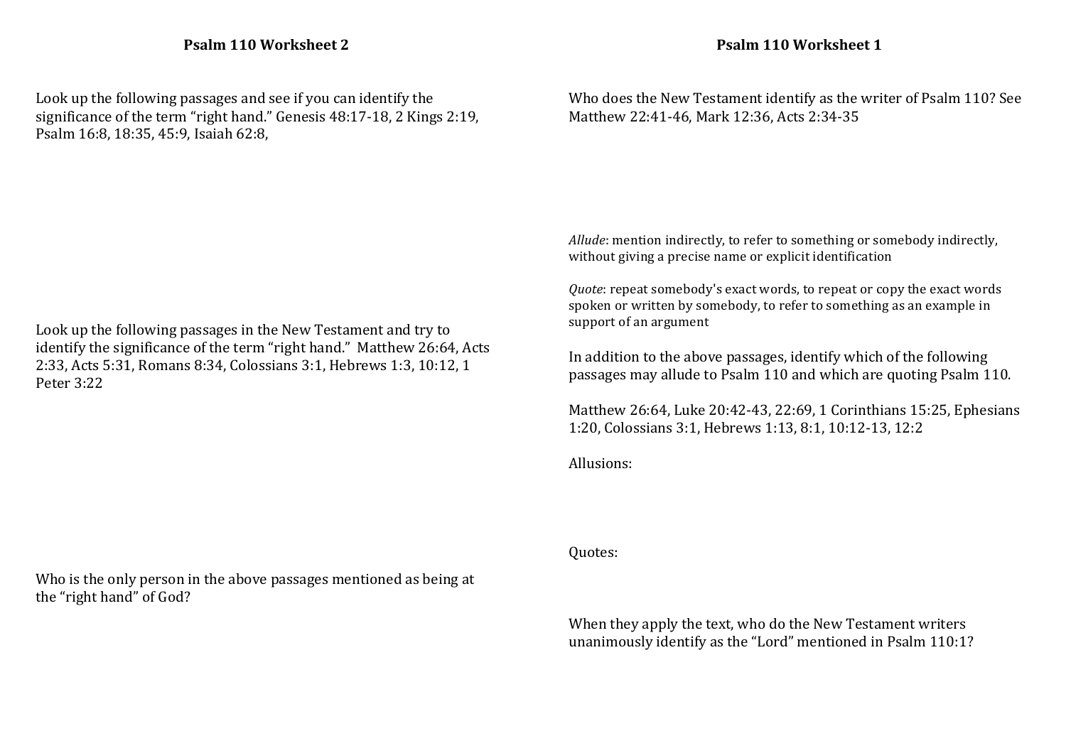## Psalm 110 Worksheet 2

Look up the following passages and see if you can identify the significance of the term "right hand." Genesis 48:17-18, 2 Kings 2:19, Psalm 16:8, 18:35, 45:9, Isaiah 62:8,

Look up the following passages in the New Testament and try to identify the significance of the term "right hand." Matthew 26:64, Acts 2:33, Acts 5:31, Romans 8:34, Colossians 3:1, Hebrews 1:3, 10:12, 1 Peter 3:22

Who is the only person in the above passages mentioned as being at the "right hand" of God?

## Psalm 110 Worksheet 1

Who does the New Testament identify as the writer of Psalm 110? See Matthew 22:41-46, Mark 12:36, Acts 2:34-35

*Allude*: mention indirectly, to refer to something or somebody indirectly, without giving a precise name or explicit identification

*Quote*: repeat somebody's exact words, to repeat or copy the exact words spoken or written by somebody, to refer to something as an example in support of an argument

In addition to the above passages, identify which of the following passages may allude to Psalm 110 and which are quoting Psalm 110.

Matthew 26:64, Luke 20:42-43, 22:69, 1 Corinthians 15:25, Ephesians 1:20, Colossians 3:1, Hebrews 1:13, 8:1, 10:12-13, 12:2

Allusions:

Quotes:

When they apply the text, who do the New Testament writers unanimously identify as the "Lord" mentioned in Psalm 110:1?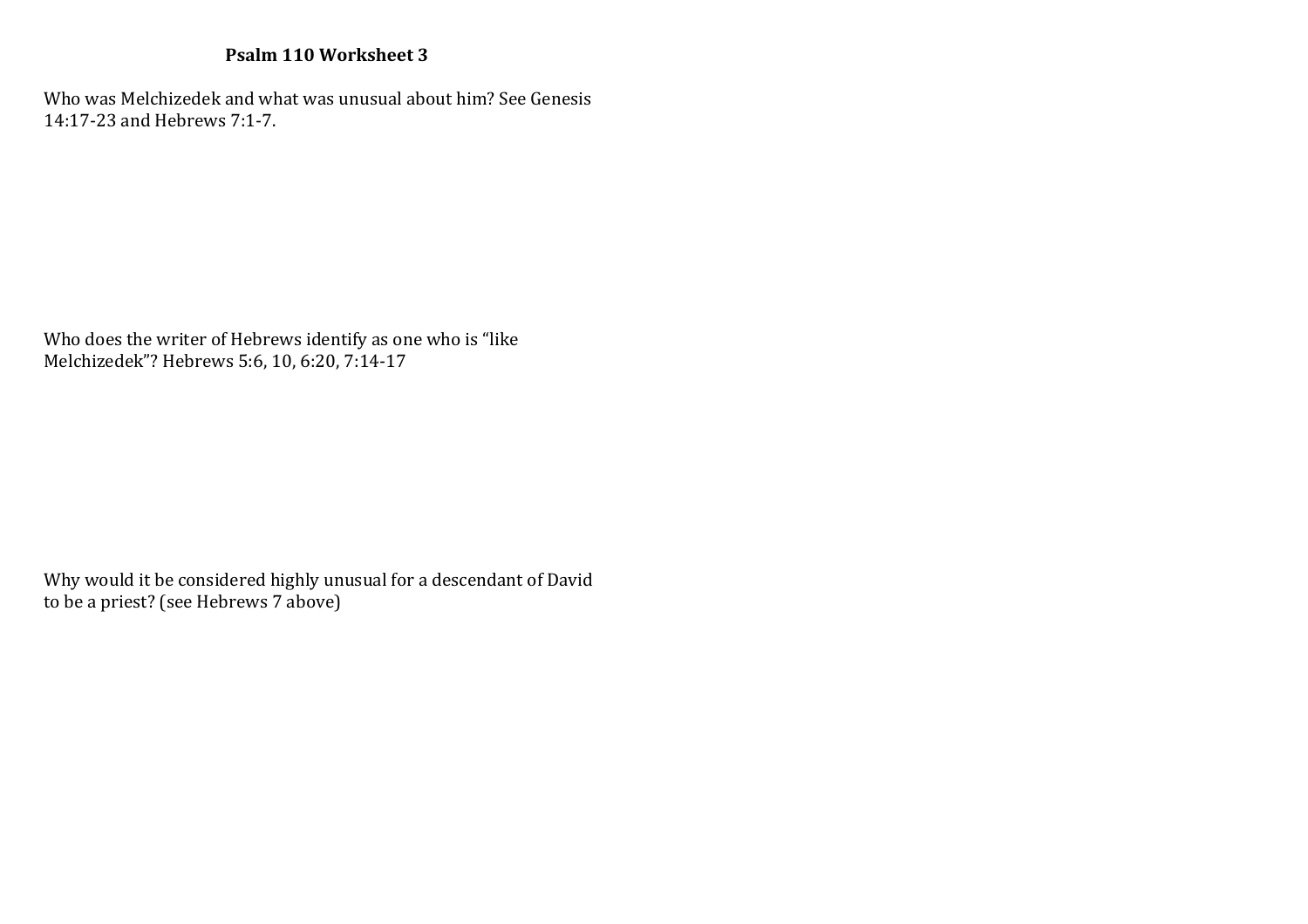# Psalm 110 Worksheet 3

Who was Melchizedek and what was unusual about him? See Genesis 14:17-23 and Hebrews 7:1-7.

Who does the writer of Hebrews identify as one who is "like Melchizedek"? Hebrews 5:6, 10, 6:20, 7:14-17

Why would it be considered highly unusual for a descendant of David to be a priest? (see Hebrews 7 above)